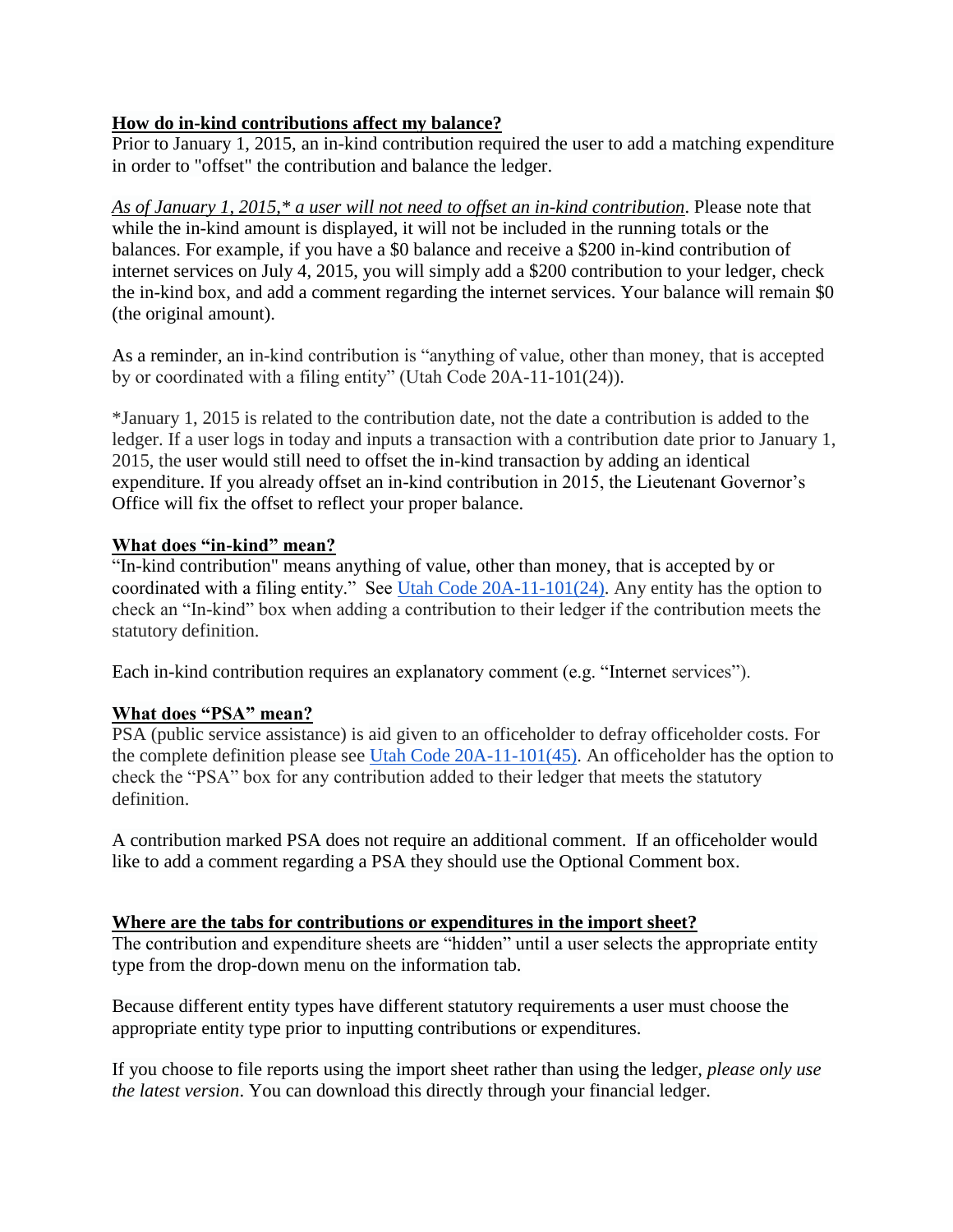## How do in-kind contributions affect my balance?

Prior to January 1, 2015, an in-kind contribution required the user to add a matching expenditure in order to "offset" the contribution and balance the ledger.

*As of January 1, 2015,* a user will not need to offset an in-kind contribution*. Please note that while the in-kind amount is displayed, it will not be included in the running totals or the balances. For example, if you have a $0 balance and receive a $200 in-kind contribution of internet services on July 4, 2015, you will simply add a $200 contribution to your ledger, check the in-kind box, and add a comment regarding the internet services. Your balance will remain $0 (the original amount).

As a reminder, an in-kind contribution is "anything of value, other than money, that is accepted by or coordinated with a filing entity" (Utah Code 20A-11-101(24)).

*January 1, 2015 is related to the contribution date, not the date a contribution is added to the ledger. If a user logs in today and inputs a transaction with a contribution date prior to January 1, 2015, the user would still need to offset the in-kind transaction by adding an identical expenditure. If you already offset an in-kind contribution in 2015, the Lieutenant Governor's Office will fix the offset to reflect your proper balance.

## What does "in-kind" mean?

"In-kind contribution" means anything of value, other than money, that is accepted by or coordinated with a filing entity." See [Utah Code 20A-11-101(24)](). Any entity has the option to check an "In-kind" box when adding a contribution to their ledger if the contribution meets the statutory definition.

Each in-kind contribution requires an explanatory comment (e.g. "Internet services").

## What does "PSA" mean?

PSA (public service assistance) is aid given to an officeholder to defray officeholder costs. For the complete definition please see [Utah Code 20A-11-101(45)](). An officeholder has the option to check the "PSA" box for any contribution added to their ledger that meets the statutory definition.

A contribution marked PSA does not require an additional comment. If an officeholder would like to add a comment regarding a PSA they should use the Optional Comment box.

## Where are the tabs for contributions or expenditures in the import sheet?

The contribution and expenditure sheets are "hidden" until a user selects the appropriate entity type from the drop-down menu on the information tab.

Because different entity types have different statutory requirements a user must choose the appropriate entity type prior to inputting contributions or expenditures.

If you choose to file reports using the import sheet rather than using the ledger, *please only use the latest version*. You can download this directly through your financial ledger.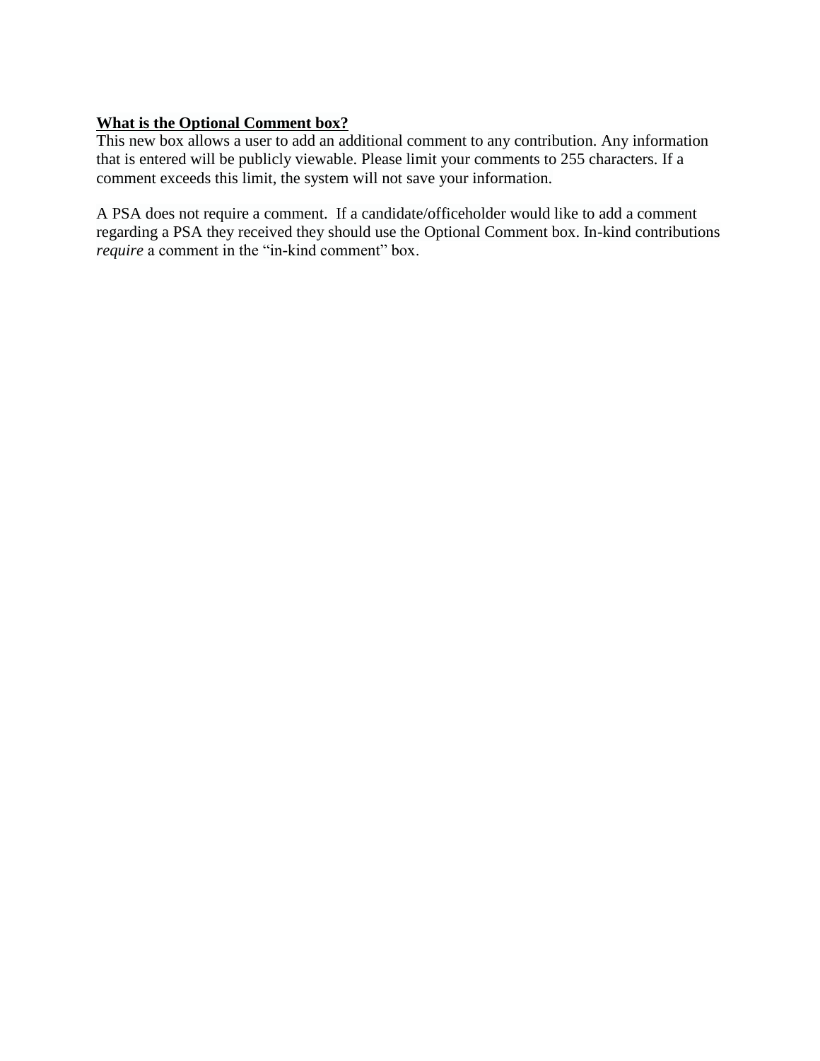**<u>What is the Optional Comment box?</u>**
This new box allows a user to add an additional comment to any contribution. Any information that is entered will be publicly viewable. Please limit your comments to 255 characters. If a comment exceeds this limit, the system will not save your information.

A PSA does not require a comment. If a candidate/officeholder would like to add a comment regarding a PSA they received they should use the Optional Comment box. In-kind contributions *require* a comment in the "in-kind comment" box.